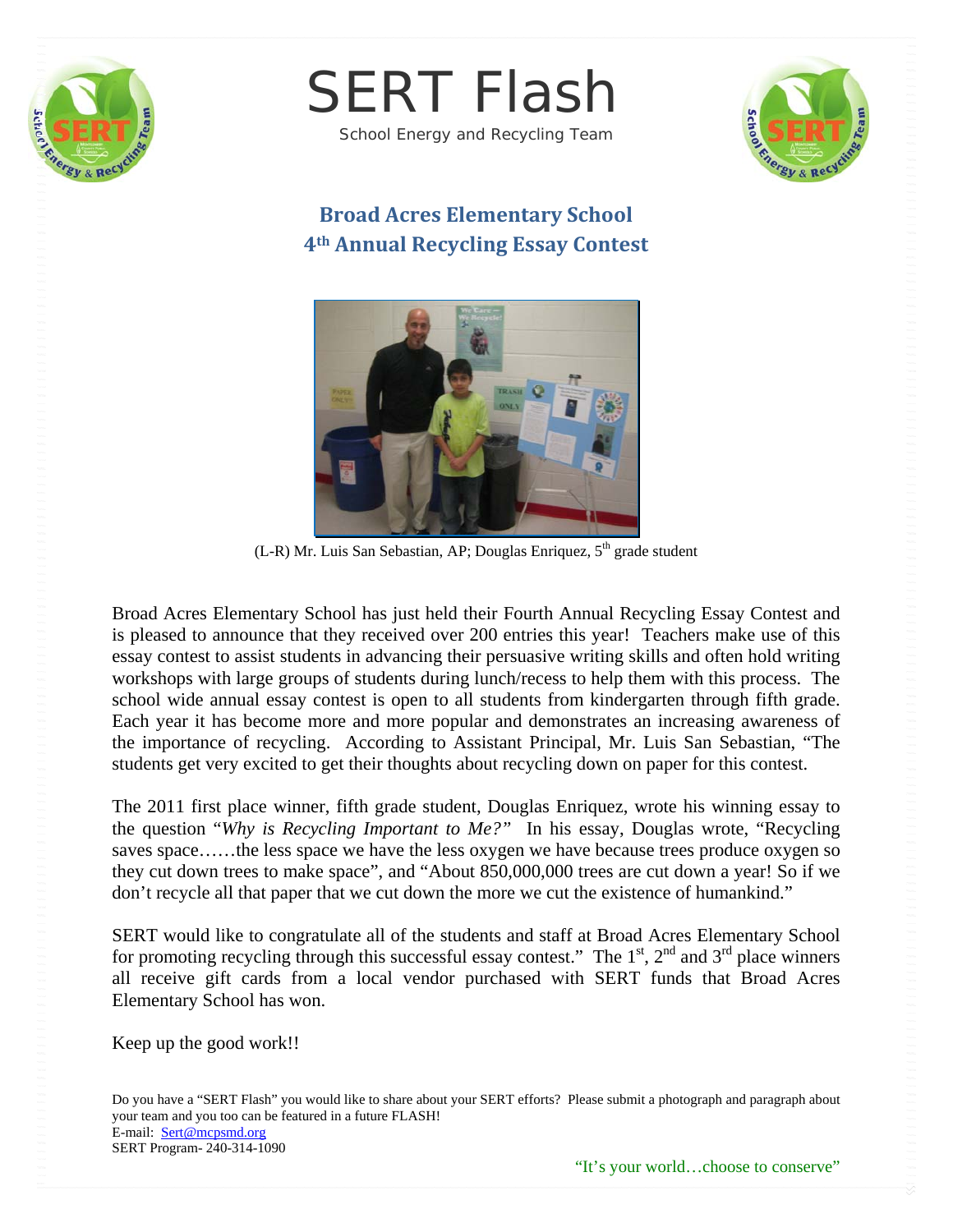# SERT Flash

School Energy and Recycling Team

## Broad Acres Elementary School
## 4th Annual Recycling Essay Contest

(L-R) Mr. Luis San Sebastian, AP; Douglas Enriquez, 5th grade student

Broad Acres Elementary School has just held their Fourth Annual Recycling Essay Contest and is pleased to announce that they received over 200 entries this year! Teachers make use of this essay contest to assist students in advancing their persuasive writing skills and often hold writing workshops with large groups of students during lunch/recess to help them with this process. The school wide annual essay contest is open to all students from kindergarten through fifth grade. Each year it has become more and more popular and demonstrates an increasing awareness of the importance of recycling. According to Assistant Principal, Mr. Luis San Sebastian, "The students get very excited to get their thoughts about recycling down on paper for this contest.

The 2011 first place winner, fifth grade student, Douglas Enriquez, wrote his winning essay to the question "*Why is Recycling Important to Me?"* In his essay, Douglas wrote, "Recycling saves space……the less space we have the less oxygen we have because trees produce oxygen so they cut down trees to make space", and "About 850,000,000 trees are cut down a year! So if we don't recycle all that paper that we cut down the more we cut the existence of humankind."

SERT would like to congratulate all of the students and staff at Broad Acres Elementary School for promoting recycling through this successful essay contest." The 1st, 2nd and 3rd place winners all receive gift cards from a local vendor purchased with SERT funds that Broad Acres Elementary School has won.

Keep up the good work!!

Do you have a "SERT Flash" you would like to share about your SERT efforts? Please submit a photograph and paragraph about your team and you too can be featured in a future FLASH!
E-mail: Sert@mcpsmd.org
SERT Program- 240-314-1090

"It's your world…choose to conserve"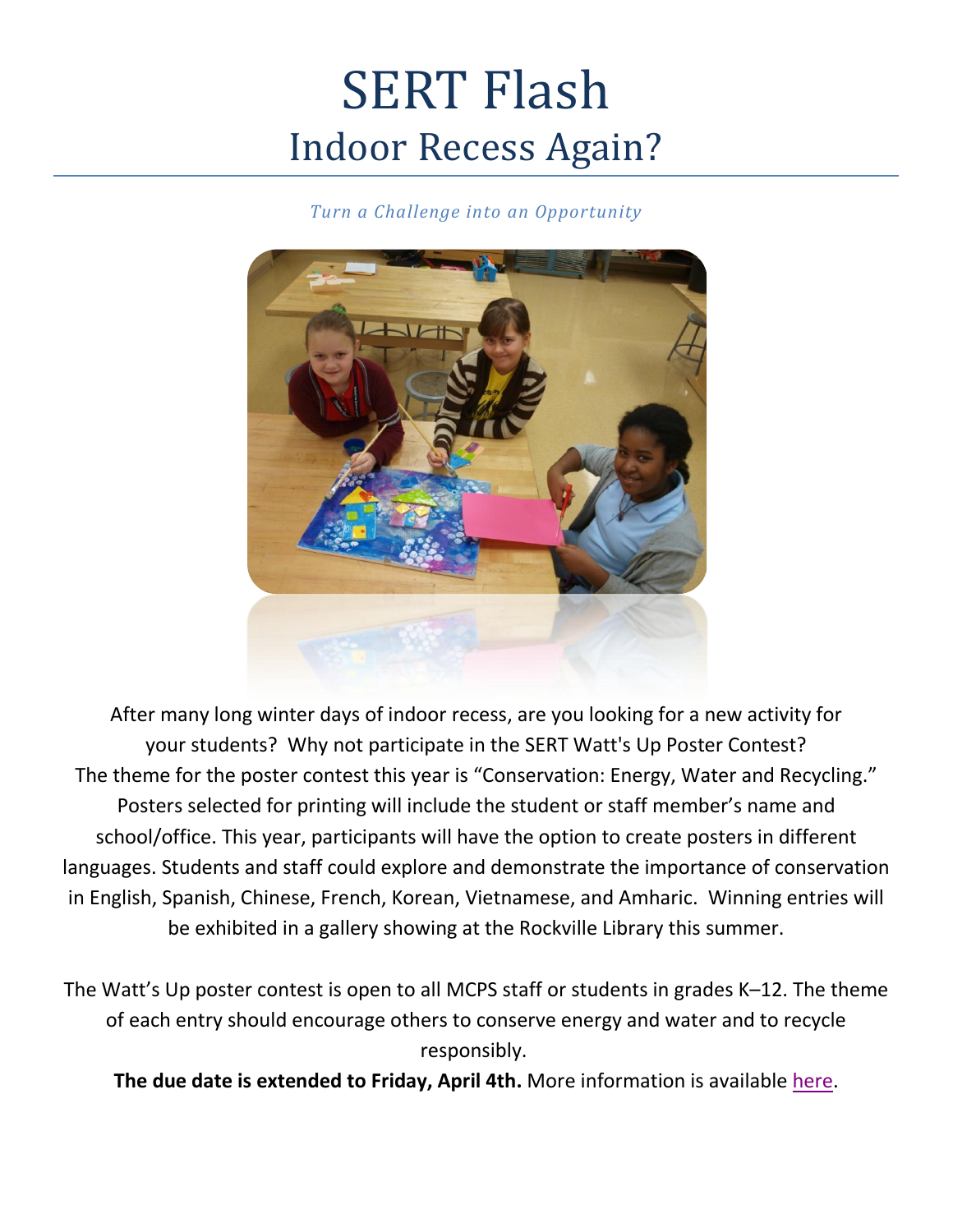# SERT Flash

## Indoor Recess Again?

*Turn a Challenge into an Opportunity*

After many long winter days of indoor recess, are you looking for a new activity for your students? Why not participate in the SERT Watt's Up Poster Contest? The theme for the poster contest this year is "Conservation: Energy, Water and Recycling." Posters selected for printing will include the student or staff member's name and school/office. This year, participants will have the option to create posters in different languages. Students and staff could explore and demonstrate the importance of conservation in English, Spanish, Chinese, French, Korean, Vietnamese, and Amharic. Winning entries will be exhibited in a gallery showing at the Rockville Library this summer.

The Watt's Up poster contest is open to all MCPS staff or students in grades K–12. The theme of each entry should encourage others to conserve energy and water and to recycle responsibly.

**The due date is extended to Friday, April 4th.** More information is available here.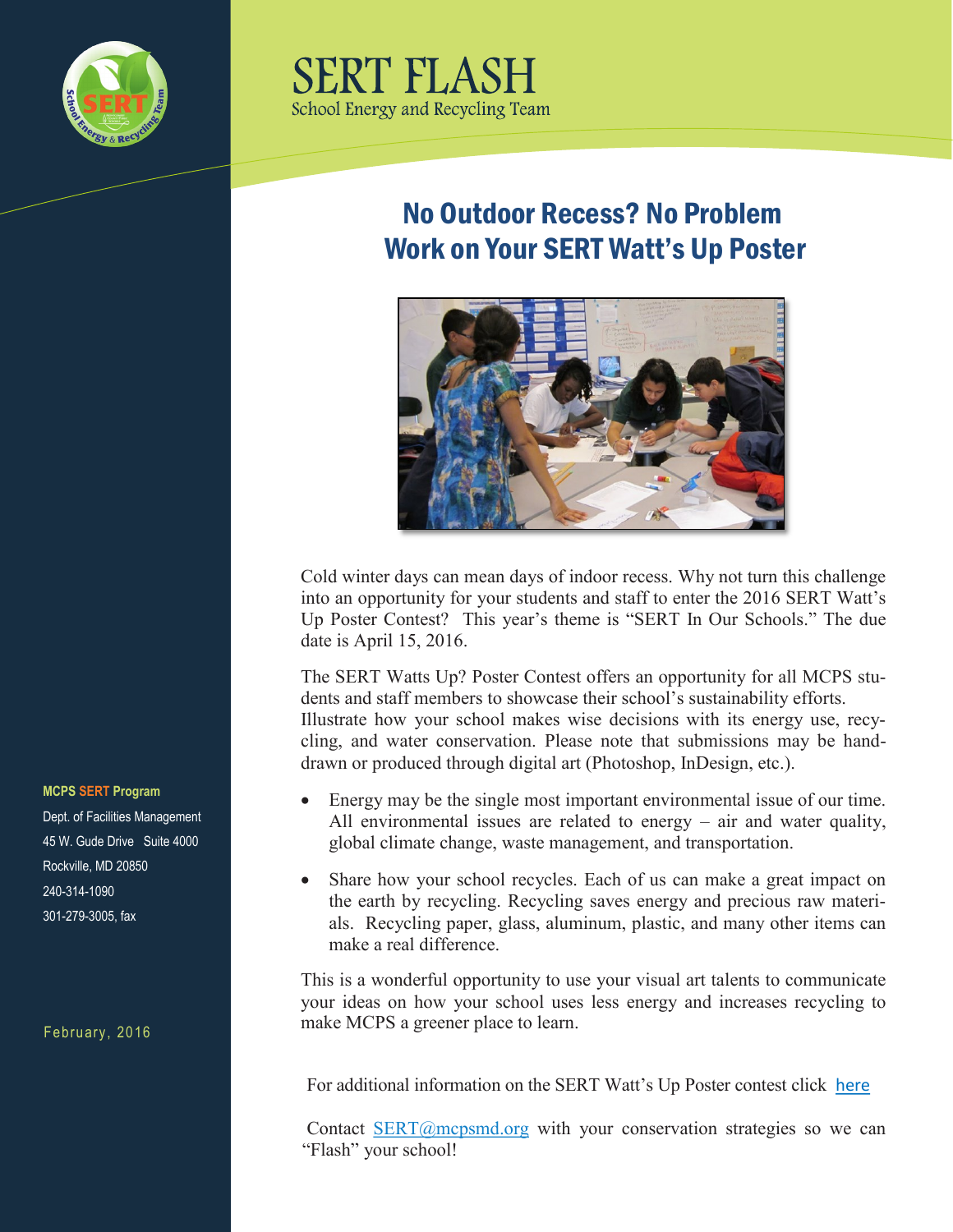# SERT FLASH

School Energy and Recycling Team

## No Outdoor Recess? No Problem
## Work on Your SERT Watt's Up Poster

Cold winter days can mean days of indoor recess. Why not turn this challenge into an opportunity for your students and staff to enter the 2016 SERT Watt's Up Poster Contest? This year's theme is "SERT In Our Schools." The due date is April 15, 2016.

The SERT Watts Up? Poster Contest offers an opportunity for all MCPS students and staff members to showcase their school's sustainability efforts. Illustrate how your school makes wise decisions with its energy use, recycling, and water conservation. Please note that submissions may be hand-drawn or produced through digital art (Photoshop, InDesign, etc.).

- Energy may be the single most important environmental issue of our time. All environmental issues are related to energy – air and water quality, global climate change, waste management, and transportation.
- Share how your school recycles. Each of us can make a great impact on the earth by recycling. Recycling saves energy and precious raw materials. Recycling paper, glass, aluminum, plastic, and many other items can make a real difference.

This is a wonderful opportunity to use your visual art talents to communicate your ideas on how your school uses less energy and increases recycling to make MCPS a greener place to learn.

For additional information on the SERT Watt's Up Poster contest click here

Contact SERT@mcpsmd.org with your conservation strategies so we can "Flash" your school!

**MCPS SERT Program**
Dept. of Facilities Management
45 W. Gude Drive Suite 4000
Rockville, MD 20850
240-314-1090
301-279-3005, fax

February, 2016